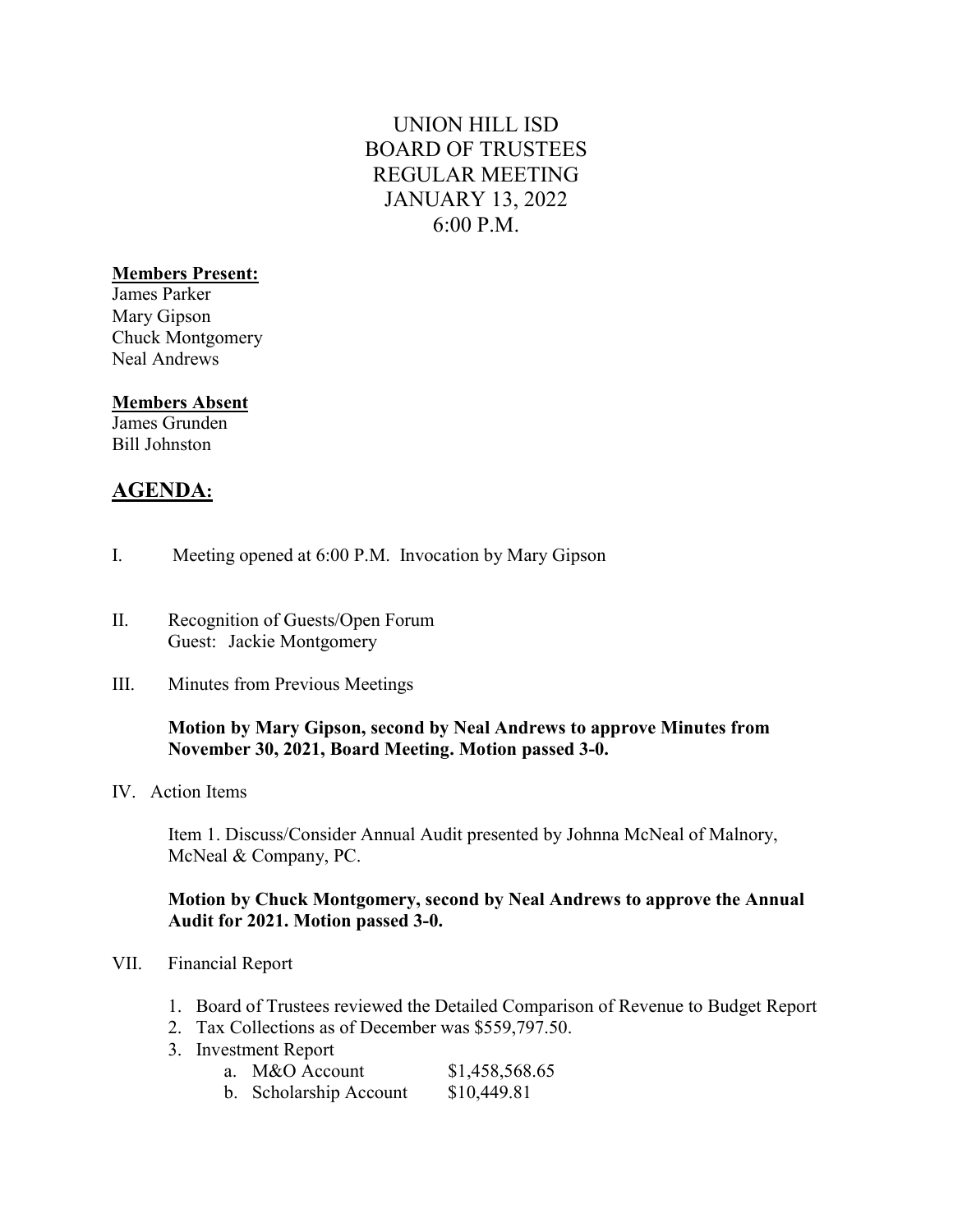# UNION HILL ISD
# BOARD OF TRUSTEES
# REGULAR MEETING
# JANUARY 13, 2022
# 6:00 P.M.

**Members Present:**
James Parker
Mary Gipson
Chuck Montgomery
Neal Andrews

**Members Absent**
James Grunden
Bill Johnston

## AGENDA:

I. Meeting opened at 6:00 P.M. Invocation by Mary Gipson

II. Recognition of Guests/Open Forum
Guest: Jackie Montgomery

III. Minutes from Previous Meetings

**Motion by Mary Gipson, second by Neal Andrews to approve Minutes from November 30, 2021, Board Meeting. Motion passed 3-0.**

IV. Action Items

Item 1. Discuss/Consider Annual Audit presented by Johnna McNeal of Malnory, McNeal & Company, PC.

**Motion by Chuck Montgomery, second by Neal Andrews to approve the Annual Audit for 2021. Motion passed 3-0.**

VII. Financial Report

1. Board of Trustees reviewed the Detailed Comparison of Revenue to Budget Report
2. Tax Collections as of December was $559,797.50.
3. Investment Report
   a. M&O Account $1,458,568.65
   b. Scholarship Account $10,449.81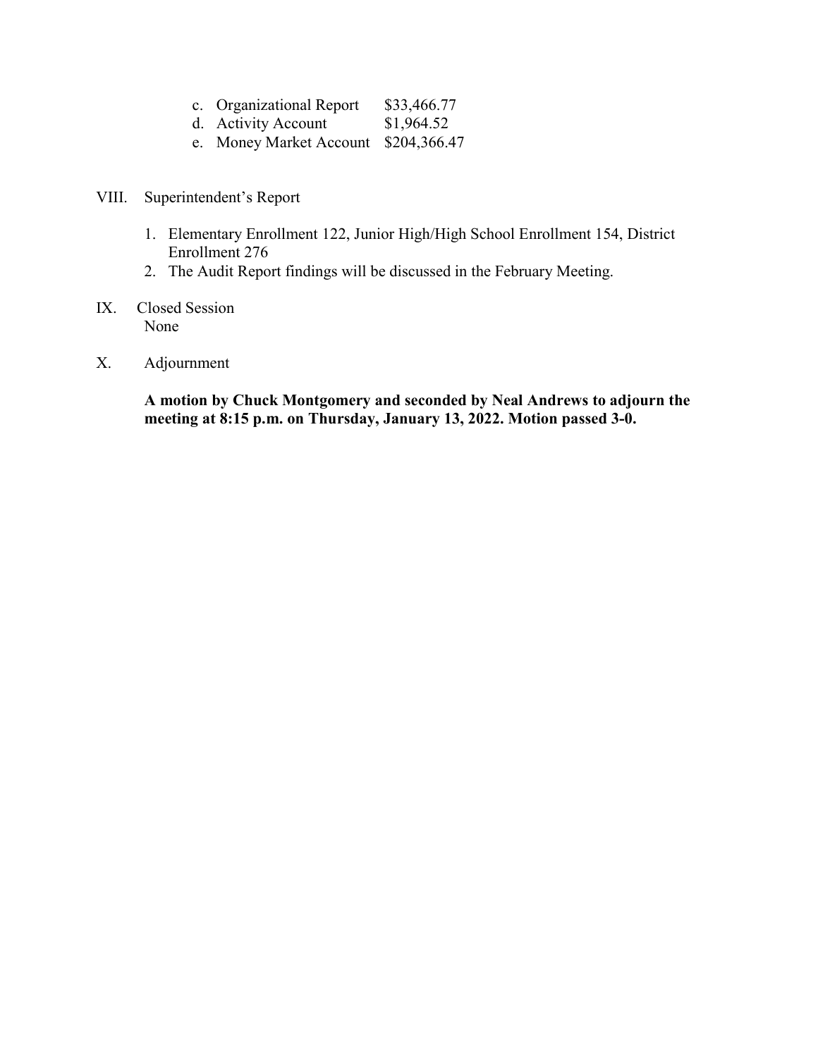c. Organizational Report $33,466.77
d. Activity Account $1,964.52
e. Money Market Account $204,366.47

VIII. Superintendent's Report

1. Elementary Enrollment 122, Junior High/High School Enrollment 154, District Enrollment 276
2. The Audit Report findings will be discussed in the February Meeting.

IX. Closed Session
None

X. Adjournment

**A motion by Chuck Montgomery and seconded by Neal Andrews to adjourn the meeting at 8:15 p.m. on Thursday, January 13, 2022. Motion passed 3-0.**